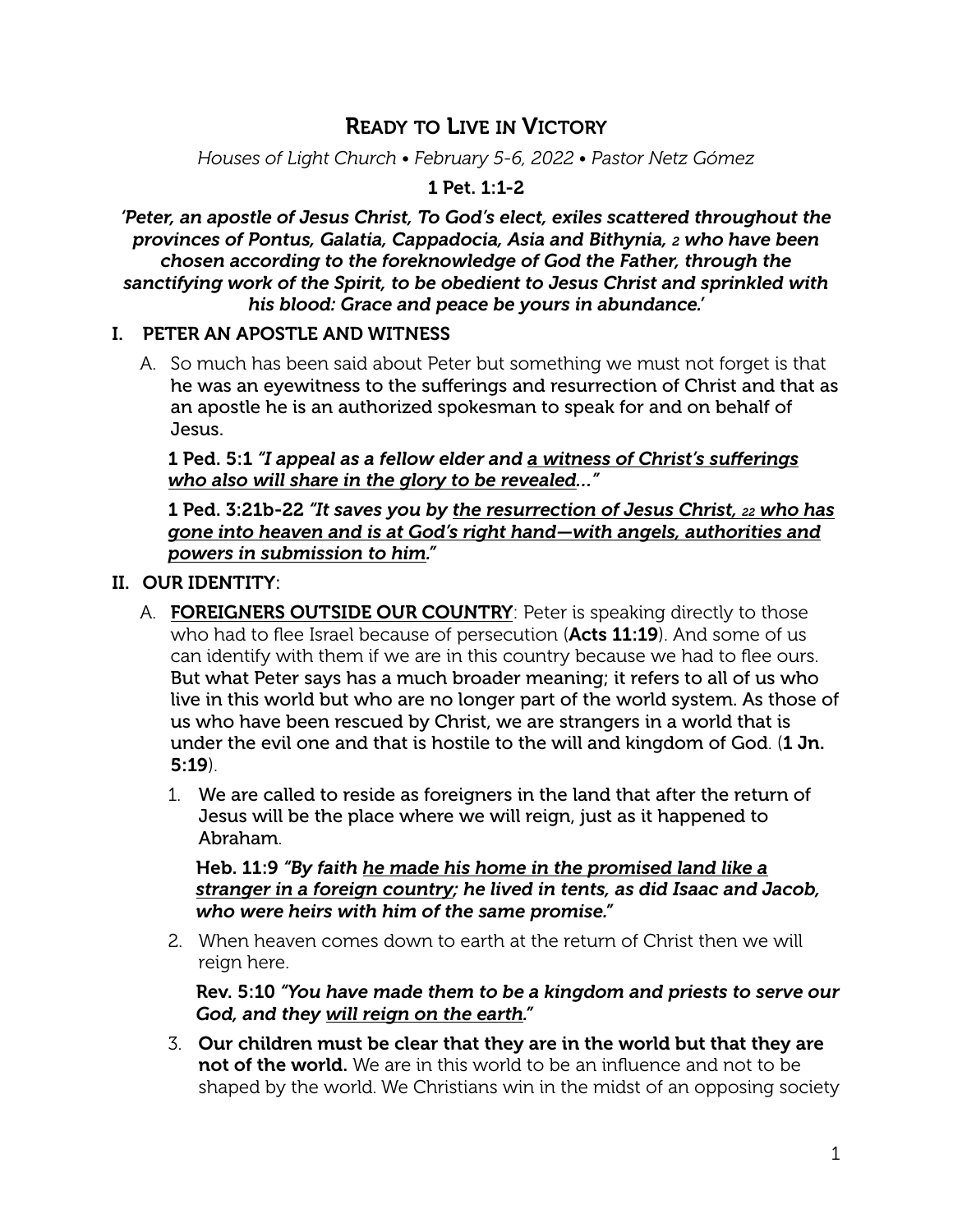# Ready to Live in Victory

*Houses of Light Church • February 5-6, 2022 • Pastor Netz Gómez*

**1 Pet. 1:1-2**

***'Peter, an apostle of Jesus Christ, To God's elect, exiles scattered throughout the provinces of Pontus, Galatia, Cappadocia, Asia and Bithynia, 2 who have been chosen according to the foreknowledge of God the Father, through the sanctifying work of the Spirit, to be obedient to Jesus Christ and sprinkled with his blood: Grace and peace be yours in abundance.'***

## I. PETER AN APOSTLE AND WITNESS

A. So much has been said about Peter but something we must not forget is that he was an eyewitness to the sufferings and resurrection of Christ and that as an apostle he is an authorized spokesman to speak for and on behalf of Jesus.

**1 Ped. 5:1** ***"I appeal as a fellow elder and <u>a witness of Christ's sufferings who also will share in the glory to be revealed</u>..."***

**1 Ped. 3:21b-22** ***"It saves you by <u>the resurrection of Jesus Christ, 22 who has gone into heaven and is at God's right hand—with angels, authorities and powers in submission to him</u>."***

## II. OUR IDENTITY:

A. **<u>FOREIGNERS OUTSIDE OUR COUNTRY</u>**: Peter is speaking directly to those who had to flee Israel because of persecution (**Acts 11:19**). And some of us can identify with them if we are in this country because we had to flee ours. But what Peter says has a much broader meaning; it refers to all of us who live in this world but who are no longer part of the world system. As those of us who have been rescued by Christ, we are strangers in a world that is under the evil one and that is hostile to the will and kingdom of God. (**1 Jn. 5:19**).

1. We are called to reside as foreigners in the land that after the return of Jesus will be the place where we will reign, just as it happened to Abraham.

   **Heb. 11:9** ***"By faith <u>he made his home in the promised land like a stranger in a foreign country</u>; he lived in tents, as did Isaac and Jacob, who were heirs with him of the same promise."***

2. When heaven comes down to earth at the return of Christ then we will reign here.

   **Rev. 5:10** ***"You have made them to be a kingdom and priests to serve our God, and they <u>will reign on the earth</u>."***

3. **Our children must be clear that they are in the world but that they are not of the world.** We are in this world to be an influence and not to be shaped by the world. We Christians win in the midst of an opposing society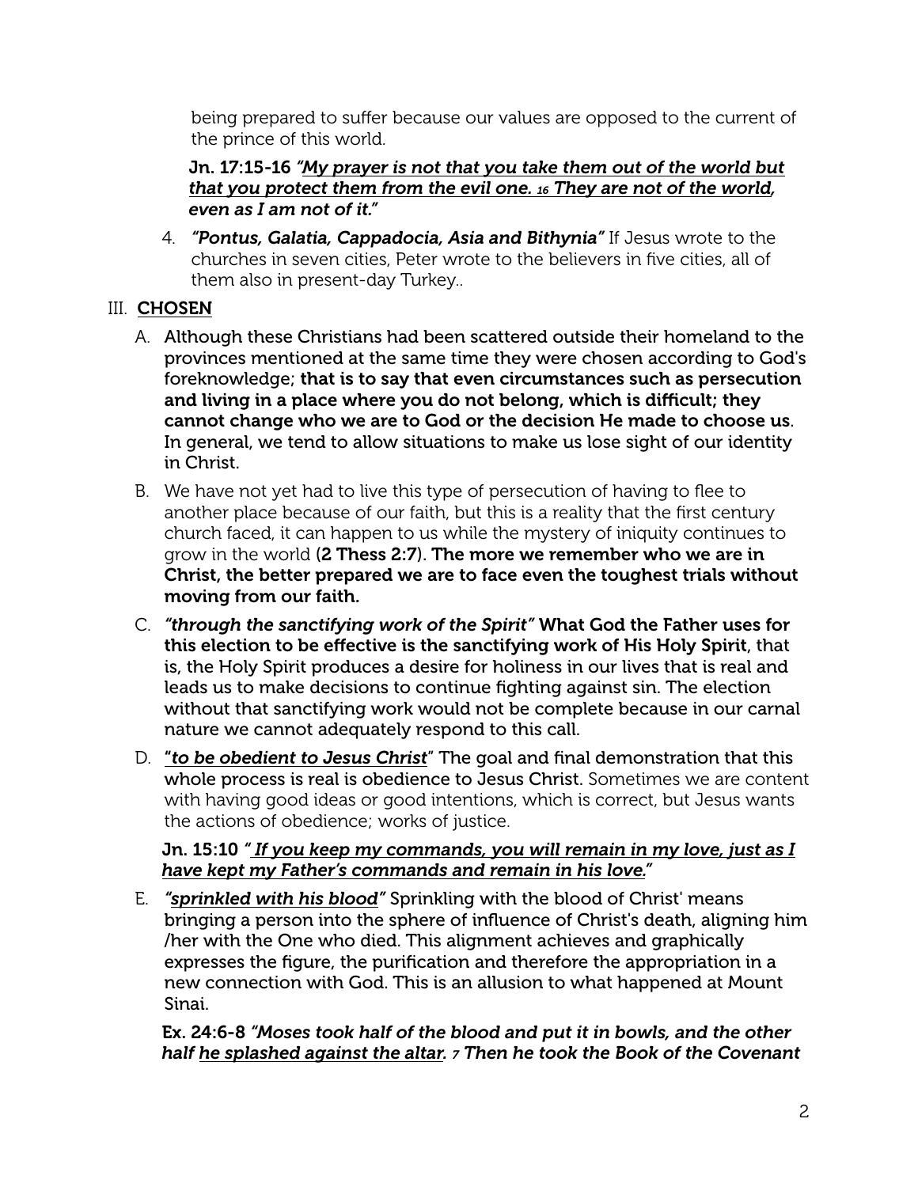being prepared to suffer because our values are opposed to the current of the prince of this world.

**Jn. 17:15-16** ***"<u>My prayer is not that you take them out of the world but that you protect them from the evil one.</u> 16 <u>They are not of the world,</u> even as I am not of it."***

4. ***"Pontus, Galatia, Cappadocia, Asia and Bithynia"*** If Jesus wrote to the churches in seven cities, Peter wrote to the believers in five cities, all of them also in present-day Turkey..

## III. <u>CHOSEN</u>

A. Although these Christians had been scattered outside their homeland to the provinces mentioned at the same time they were chosen according to God's foreknowledge; **that is to say that even circumstances such as persecution and living in a place where you do not belong, which is difficult; they cannot change who we are to God or the decision He made to choose us**. In general, we tend to allow situations to make us lose sight of our identity in Christ.

B. We have not yet had to live this type of persecution of having to flee to another place because of our faith, but this is a reality that the first century church faced, it can happen to us while the mystery of iniquity continues to grow in the world **(2 Thess 2:7)**. **The more we remember who we are in Christ, the better prepared we are to face even the toughest trials without moving from our faith.**

C. ***"through the sanctifying work of the Spirit"*** **What God the Father uses for this election to be effective is the sanctifying work of His Holy Spirit**, that is, the Holy Spirit produces a desire for holiness in our lives that is real and leads us to make decisions to continue fighting against sin. The election without that sanctifying work would not be complete because in our carnal nature we cannot adequately respond to this call.

D. **"*<u>to be obedient to Jesus Christ</u>*" The goal and final demonstration that this whole process is real is obedience to Jesus Christ.** Sometimes we are content with having good ideas or good intentions, which is correct, but Jesus wants the actions of obedience; works of justice.

**Jn. 15:10** ***"<u> If you keep my commands, you will remain in my love, just as I have kept my Father's commands and remain in his love.</u>"***

E. ***"<u>sprinkled with his blood</u>"*** Sprinkling with the blood of Christ' means bringing a person into the sphere of influence of Christ's death, aligning him /her with the One who died. This alignment achieves and graphically expresses the figure, the purification and therefore the appropriation in a new connection with God. This is an allusion to what happened at Mount Sinai.

**Ex. 24:6-8** ***"Moses took half of the blood and put it in bowls, and the other half <u>he splashed against the altar</u>. 7 Then he took the Book of the Covenant***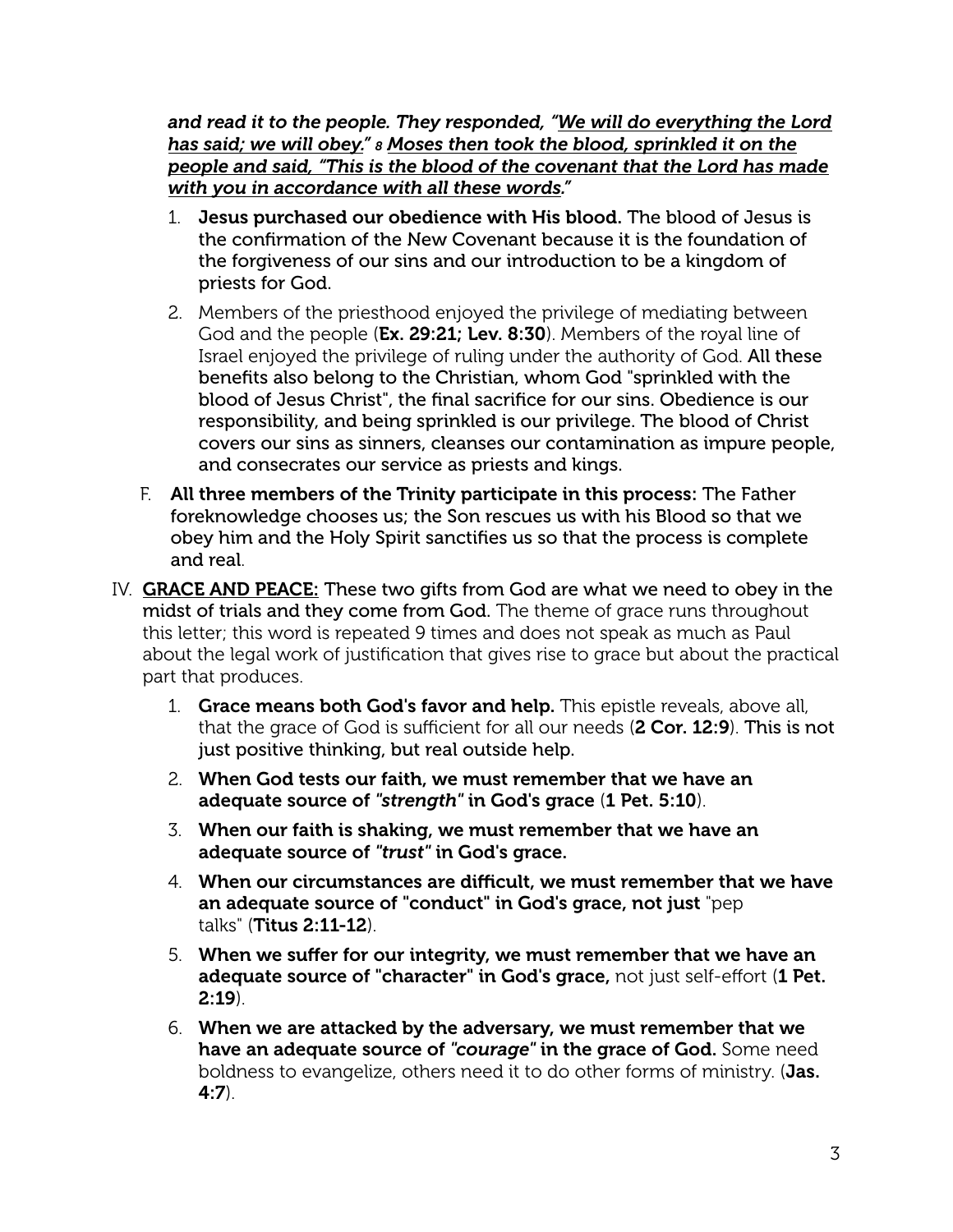***and read it to the people. They responded, "<u>We will do everything the Lord has said; we will obey.</u>" 8 <u>Moses then took the blood, sprinkled it on the people and said, "This is the blood of the covenant that the Lord has made with you in accordance with all these words.</u>"***

1. **Jesus purchased our obedience with His blood.** The blood of Jesus is the confirmation of the New Covenant because it is the foundation of the forgiveness of our sins and our introduction to be a kingdom of priests for God.
2. Members of the priesthood enjoyed the privilege of mediating between God and the people (**Ex. 29:21; Lev. 8:30**). Members of the royal line of Israel enjoyed the privilege of ruling under the authority of God. **All these benefits also belong to the Christian, whom God "sprinkled with the blood of Jesus Christ", the final sacrifice for our sins. Obedience is our responsibility, and being sprinkled is our privilege. The blood of Christ covers our sins as sinners, cleanses our contamination as impure people, and consecrates our service as priests and kings.**

F. **All three members of the Trinity participate in this process:** The Father foreknowledge chooses us; the Son rescues us with his Blood so that we obey him and the Holy Spirit sanctifies us so that the process is complete and real.

IV. **<u>GRACE AND PEACE:</u> These two gifts from God are what we need to obey in the midst of trials and they come from God.** The theme of grace runs throughout this letter; this word is repeated 9 times and does not speak as much as Paul about the legal work of justification that gives rise to grace but about the practical part that produces.

1. **Grace means both God's favor and help.** This epistle reveals, above all, that the grace of God is sufficient for all our needs (**2 Cor. 12:9**). **This is not just positive thinking, but real outside help.**
2. **When God tests our faith, we must remember that we have an adequate source of *"strength"* in God's grace (1 Pet. 5:10).**
3. **When our faith is shaking, we must remember that we have an adequate source of *"trust"* in God's grace.**
4. **When our circumstances are difficult, we must remember that we have an adequate source of "conduct" in God's grace, not just** "pep talks" (**Titus 2:11-12**).
5. **When we suffer for our integrity, we must remember that we have an adequate source of "character" in God's grace,** not just self-effort (**1 Pet. 2:19**).
6. **When we are attacked by the adversary, we must remember that we have an adequate source of *"courage"* in the grace of God.** Some need boldness to evangelize, others need it to do other forms of ministry. (**Jas. 4:7**).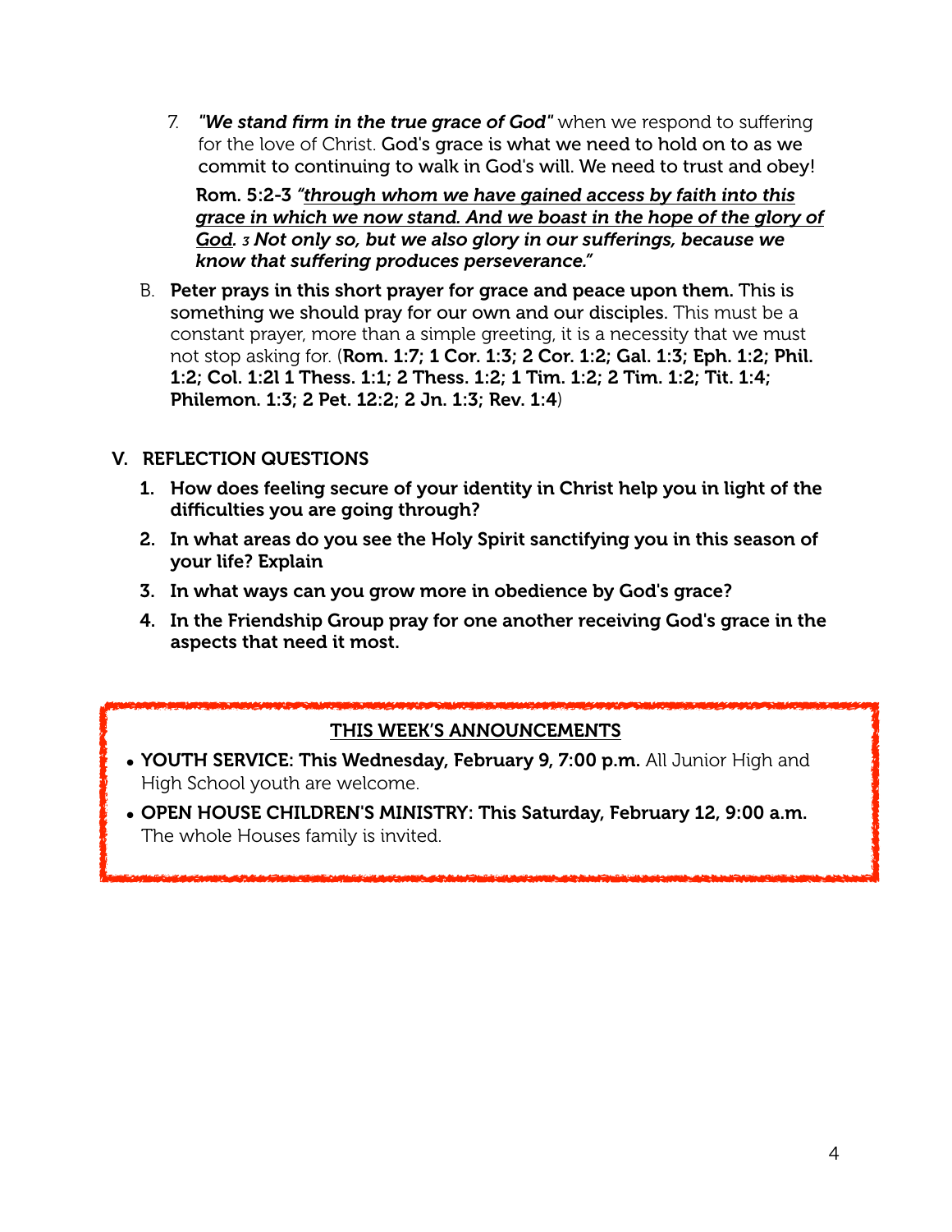7. ***"We stand firm in the true grace of God"*** when we respond to suffering for the love of Christ. **God's grace is what we need to hold on to as we commit to continuing to walk in God's will. We need to trust and obey!**

   **Rom. 5:2-3** ***"through whom we have gained access by faith into this grace in which we now stand. And we boast in the hope of the glory of God. 3 Not only so, but we also glory in our sufferings, because we know that suffering produces perseverance."***

B. **Peter prays in this short prayer for grace and peace upon them.** This is **something we should pray for our own and our disciples.** This must be a constant prayer, more than a simple greeting, it is a necessity that we must not stop asking for. (**Rom. 1:7; 1 Cor. 1:3; 2 Cor. 1:2; Gal. 1:3; Eph. 1:2; Phil. 1:2; Col. 1:2l 1 Thess. 1:1; 2 Thess. 1:2; 1 Tim. 1:2; 2 Tim. 1:2; Tit. 1:4; Philemon. 1:3; 2 Pet. 12:2; 2 Jn. 1:3; Rev. 1:4**)

## V. REFLECTION QUESTIONS

1. **How does feeling secure of your identity in Christ help you in light of the difficulties you are going through?**
2. **In what areas do you see the Holy Spirit sanctifying you in this season of your life? Explain**
3. **In what ways can you grow more in obedience by God's grace?**
4. **In the Friendship Group pray for one another receiving God's grace in the aspects that need it most.**

**THIS WEEK'S ANNOUNCEMENTS**

- **YOUTH SERVICE: This Wednesday, February 9, 7:00 p.m.** All Junior High and High School youth are welcome.
- **OPEN HOUSE CHILDREN'S MINISTRY: This Saturday, February 12, 9:00 a.m.** The whole Houses family is invited.